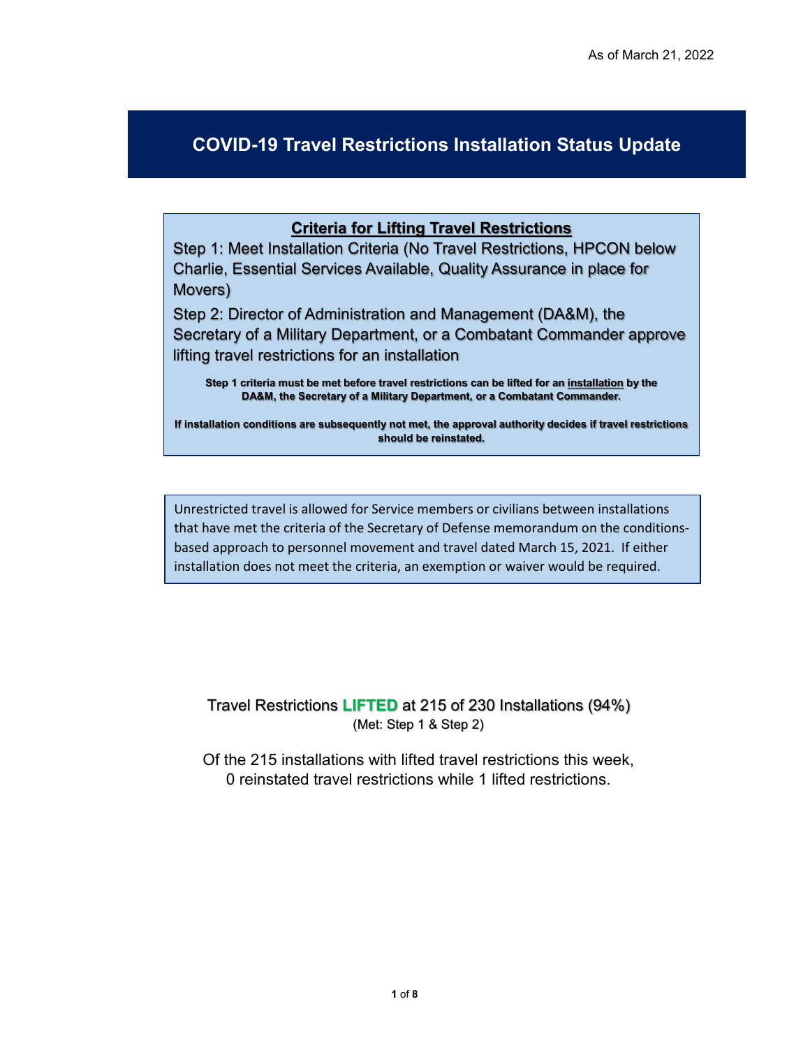As of March 21, 2022

# COVID-19 Travel Restrictions Installation Status Update

## Criteria for Lifting Travel Restrictions

Step 1: Meet Installation Criteria (No Travel Restrictions, HPCON below Charlie, Essential Services Available, Quality Assurance in place for Movers)

Step 2: Director of Administration and Management (DA&M), the Secretary of a Military Department, or a Combatant Commander approve lifting travel restrictions for an installation

**Step 1 criteria must be met before travel restrictions can be lifted for an installation by the DA&M, the Secretary of a Military Department, or a Combatant Commander.**

**If installation conditions are subsequently not met, the approval authority decides if travel restrictions should be reinstated.**

Unrestricted travel is allowed for Service members or civilians between installations that have met the criteria of the Secretary of Defense memorandum on the conditions-based approach to personnel movement and travel dated March 15, 2021. If either installation does not meet the criteria, an exemption or waiver would be required.

Travel Restrictions **LIFTED** at 215 of 230 Installations (94%)
(Met: Step 1 & Step 2)

Of the 215 installations with lifted travel restrictions this week, 0 reinstated travel restrictions while 1 lifted restrictions.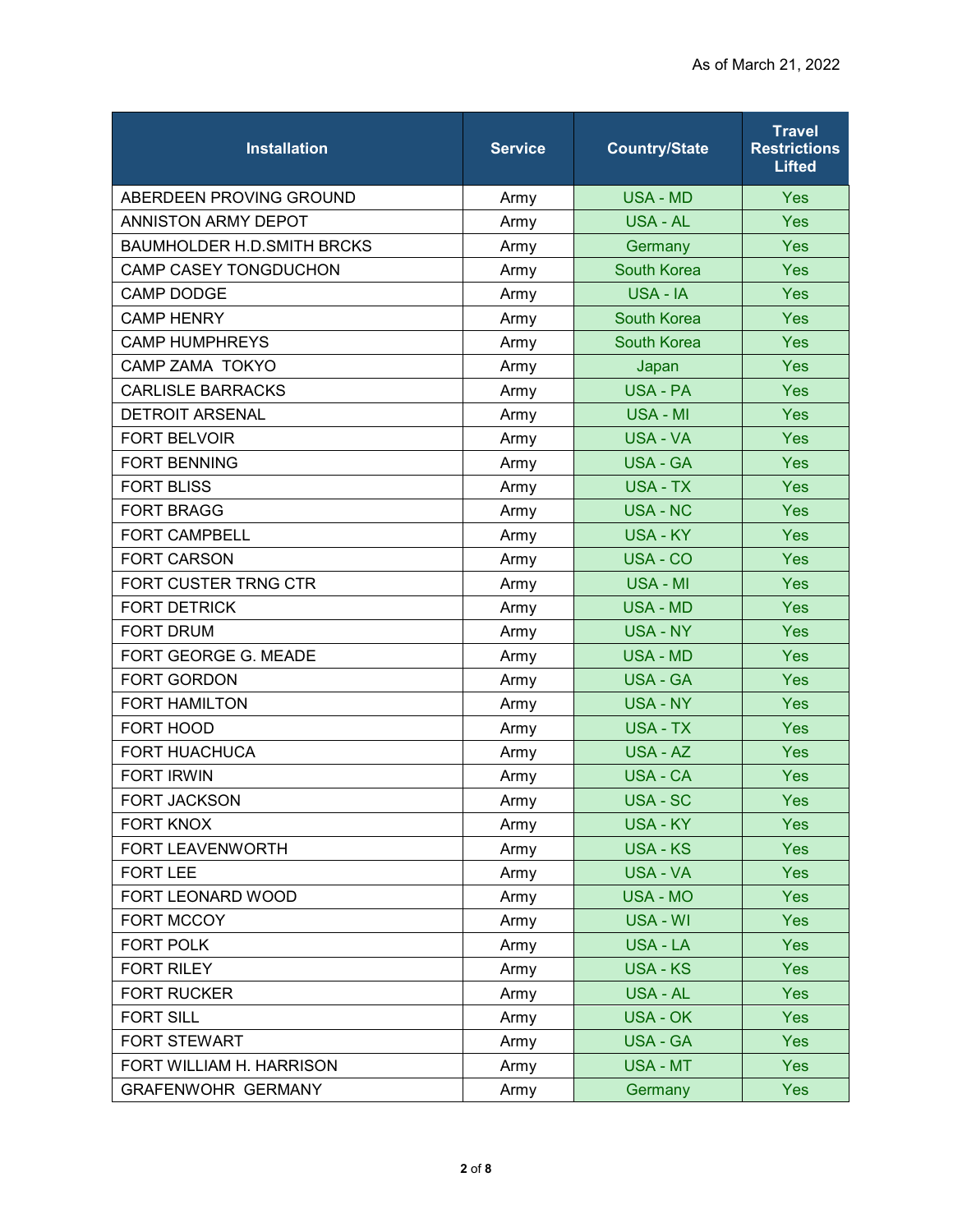As of March 21, 2022

| Installation | Service | Country/State | Travel Restrictions Lifted |
| --- | --- | --- | --- |
| ABERDEEN PROVING GROUND | Army | USA - MD | Yes |
| ANNISTON ARMY DEPOT | Army | USA - AL | Yes |
| BAUMHOLDER H.D.SMITH BRCKS | Army | Germany | Yes |
| CAMP CASEY TONGDUCHON | Army | South Korea | Yes |
| CAMP DODGE | Army | USA - IA | Yes |
| CAMP HENRY | Army | South Korea | Yes |
| CAMP HUMPHREYS | Army | South Korea | Yes |
| CAMP ZAMA TOKYO | Army | Japan | Yes |
| CARLISLE BARRACKS | Army | USA - PA | Yes |
| DETROIT ARSENAL | Army | USA - MI | Yes |
| FORT BELVOIR | Army | USA - VA | Yes |
| FORT BENNING | Army | USA - GA | Yes |
| FORT BLISS | Army | USA - TX | Yes |
| FORT BRAGG | Army | USA - NC | Yes |
| FORT CAMPBELL | Army | USA - KY | Yes |
| FORT CARSON | Army | USA - CO | Yes |
| FORT CUSTER TRNG CTR | Army | USA - MI | Yes |
| FORT DETRICK | Army | USA - MD | Yes |
| FORT DRUM | Army | USA - NY | Yes |
| FORT GEORGE G. MEADE | Army | USA - MD | Yes |
| FORT GORDON | Army | USA - GA | Yes |
| FORT HAMILTON | Army | USA - NY | Yes |
| FORT HOOD | Army | USA - TX | Yes |
| FORT HUACHUCA | Army | USA - AZ | Yes |
| FORT IRWIN | Army | USA - CA | Yes |
| FORT JACKSON | Army | USA - SC | Yes |
| FORT KNOX | Army | USA - KY | Yes |
| FORT LEAVENWORTH | Army | USA - KS | Yes |
| FORT LEE | Army | USA - VA | Yes |
| FORT LEONARD WOOD | Army | USA - MO | Yes |
| FORT MCCOY | Army | USA - WI | Yes |
| FORT POLK | Army | USA - LA | Yes |
| FORT RILEY | Army | USA - KS | Yes |
| FORT RUCKER | Army | USA - AL | Yes |
| FORT SILL | Army | USA - OK | Yes |
| FORT STEWART | Army | USA - GA | Yes |
| FORT WILLIAM H. HARRISON | Army | USA - MT | Yes |
| GRAFENWOHR GERMANY | Army | Germany | Yes |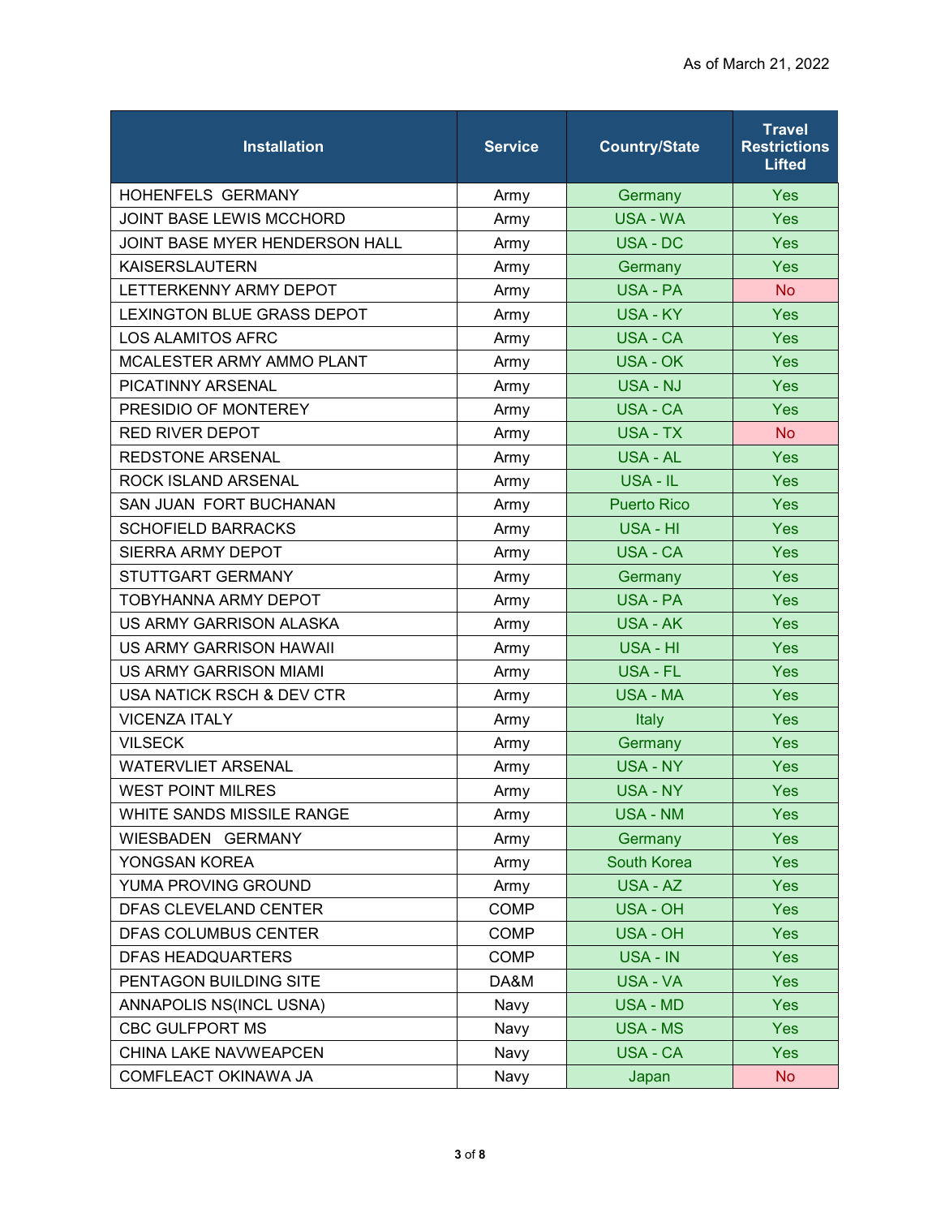As of March 21, 2022

| Installation | Service | Country/State | Travel Restrictions Lifted |
|---|---|---|---|
| HOHENFELS GERMANY | Army | Germany | Yes |
| JOINT BASE LEWIS MCCHORD | Army | USA - WA | Yes |
| JOINT BASE MYER HENDERSON HALL | Army | USA - DC | Yes |
| KAISERSLAUTERN | Army | Germany | Yes |
| LETTERKENNY ARMY DEPOT | Army | USA - PA | No |
| LEXINGTON BLUE GRASS DEPOT | Army | USA - KY | Yes |
| LOS ALAMITOS AFRC | Army | USA - CA | Yes |
| MCALESTER ARMY AMMO PLANT | Army | USA - OK | Yes |
| PICATINNY ARSENAL | Army | USA - NJ | Yes |
| PRESIDIO OF MONTEREY | Army | USA - CA | Yes |
| RED RIVER DEPOT | Army | USA - TX | No |
| REDSTONE ARSENAL | Army | USA - AL | Yes |
| ROCK ISLAND ARSENAL | Army | USA - IL | Yes |
| SAN JUAN FORT BUCHANAN | Army | Puerto Rico | Yes |
| SCHOFIELD BARRACKS | Army | USA - HI | Yes |
| SIERRA ARMY DEPOT | Army | USA - CA | Yes |
| STUTTGART GERMANY | Army | Germany | Yes |
| TOBYHANNA ARMY DEPOT | Army | USA - PA | Yes |
| US ARMY GARRISON ALASKA | Army | USA - AK | Yes |
| US ARMY GARRISON HAWAII | Army | USA - HI | Yes |
| US ARMY GARRISON MIAMI | Army | USA - FL | Yes |
| USA NATICK RSCH & DEV CTR | Army | USA - MA | Yes |
| VICENZA ITALY | Army | Italy | Yes |
| VILSECK | Army | Germany | Yes |
| WATERVLIET ARSENAL | Army | USA - NY | Yes |
| WEST POINT MILRES | Army | USA - NY | Yes |
| WHITE SANDS MISSILE RANGE | Army | USA - NM | Yes |
| WIESBADEN GERMANY | Army | Germany | Yes |
| YONGSAN KOREA | Army | South Korea | Yes |
| YUMA PROVING GROUND | Army | USA - AZ | Yes |
| DFAS CLEVELAND CENTER | COMP | USA - OH | Yes |
| DFAS COLUMBUS CENTER | COMP | USA - OH | Yes |
| DFAS HEADQUARTERS | COMP | USA - IN | Yes |
| PENTAGON BUILDING SITE | DA&M | USA - VA | Yes |
| ANNAPOLIS NS(INCL USNA) | Navy | USA - MD | Yes |
| CBC GULFPORT MS | Navy | USA - MS | Yes |
| CHINA LAKE NAVWEAPCEN | Navy | USA - CA | Yes |
| COMFLEACT OKINAWA JA | Navy | Japan | No |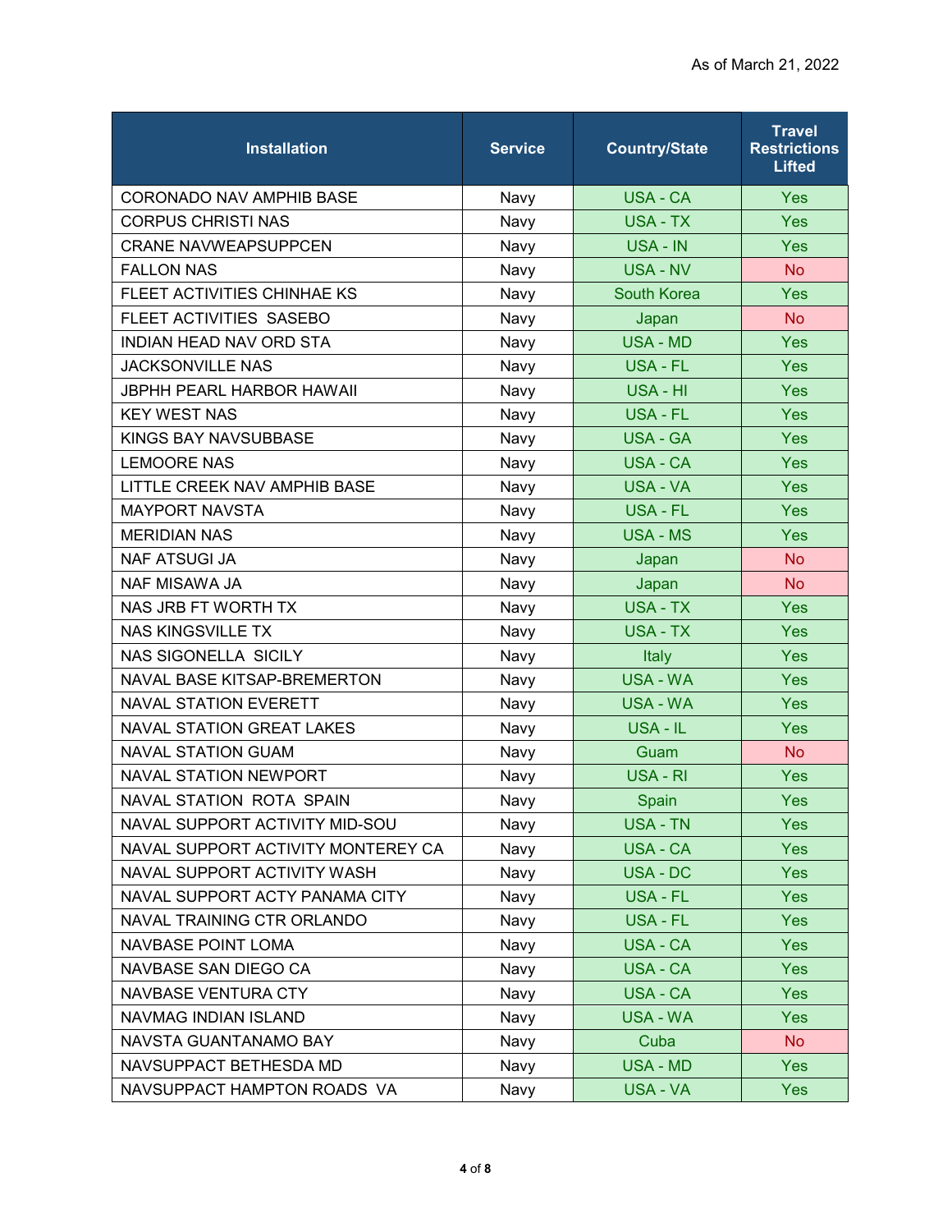As of March 21, 2022

| Installation | Service | Country/State | Travel Restrictions Lifted |
|---|---|---|---|
| CORONADO NAV AMPHIB BASE | Navy | USA - CA | Yes |
| CORPUS CHRISTI NAS | Navy | USA - TX | Yes |
| CRANE NAVWEAPSUPPCEN | Navy | USA - IN | Yes |
| FALLON NAS | Navy | USA - NV | No |
| FLEET ACTIVITIES CHINHAE KS | Navy | South Korea | Yes |
| FLEET ACTIVITIES SASEBO | Navy | Japan | No |
| INDIAN HEAD NAV ORD STA | Navy | USA - MD | Yes |
| JACKSONVILLE NAS | Navy | USA - FL | Yes |
| JBPHH PEARL HARBOR HAWAII | Navy | USA - HI | Yes |
| KEY WEST NAS | Navy | USA - FL | Yes |
| KINGS BAY NAVSUBBASE | Navy | USA - GA | Yes |
| LEMOORE NAS | Navy | USA - CA | Yes |
| LITTLE CREEK NAV AMPHIB BASE | Navy | USA - VA | Yes |
| MAYPORT NAVSTA | Navy | USA - FL | Yes |
| MERIDIAN NAS | Navy | USA - MS | Yes |
| NAF ATSUGI JA | Navy | Japan | No |
| NAF MISAWA JA | Navy | Japan | No |
| NAS JRB FT WORTH TX | Navy | USA - TX | Yes |
| NAS KINGSVILLE TX | Navy | USA - TX | Yes |
| NAS SIGONELLA SICILY | Navy | Italy | Yes |
| NAVAL BASE KITSAP-BREMERTON | Navy | USA - WA | Yes |
| NAVAL STATION EVERETT | Navy | USA - WA | Yes |
| NAVAL STATION GREAT LAKES | Navy | USA - IL | Yes |
| NAVAL STATION GUAM | Navy | Guam | No |
| NAVAL STATION NEWPORT | Navy | USA - RI | Yes |
| NAVAL STATION ROTA SPAIN | Navy | Spain | Yes |
| NAVAL SUPPORT ACTIVITY MID-SOU | Navy | USA - TN | Yes |
| NAVAL SUPPORT ACTIVITY MONTEREY CA | Navy | USA - CA | Yes |
| NAVAL SUPPORT ACTIVITY WASH | Navy | USA - DC | Yes |
| NAVAL SUPPORT ACTY PANAMA CITY | Navy | USA - FL | Yes |
| NAVAL TRAINING CTR ORLANDO | Navy | USA - FL | Yes |
| NAVBASE POINT LOMA | Navy | USA - CA | Yes |
| NAVBASE SAN DIEGO CA | Navy | USA - CA | Yes |
| NAVBASE VENTURA CTY | Navy | USA - CA | Yes |
| NAVMAG INDIAN ISLAND | Navy | USA - WA | Yes |
| NAVSTA GUANTANAMO BAY | Navy | Cuba | No |
| NAVSUPPACT BETHESDA MD | Navy | USA - MD | Yes |
| NAVSUPPACT HAMPTON ROADS VA | Navy | USA - VA | Yes |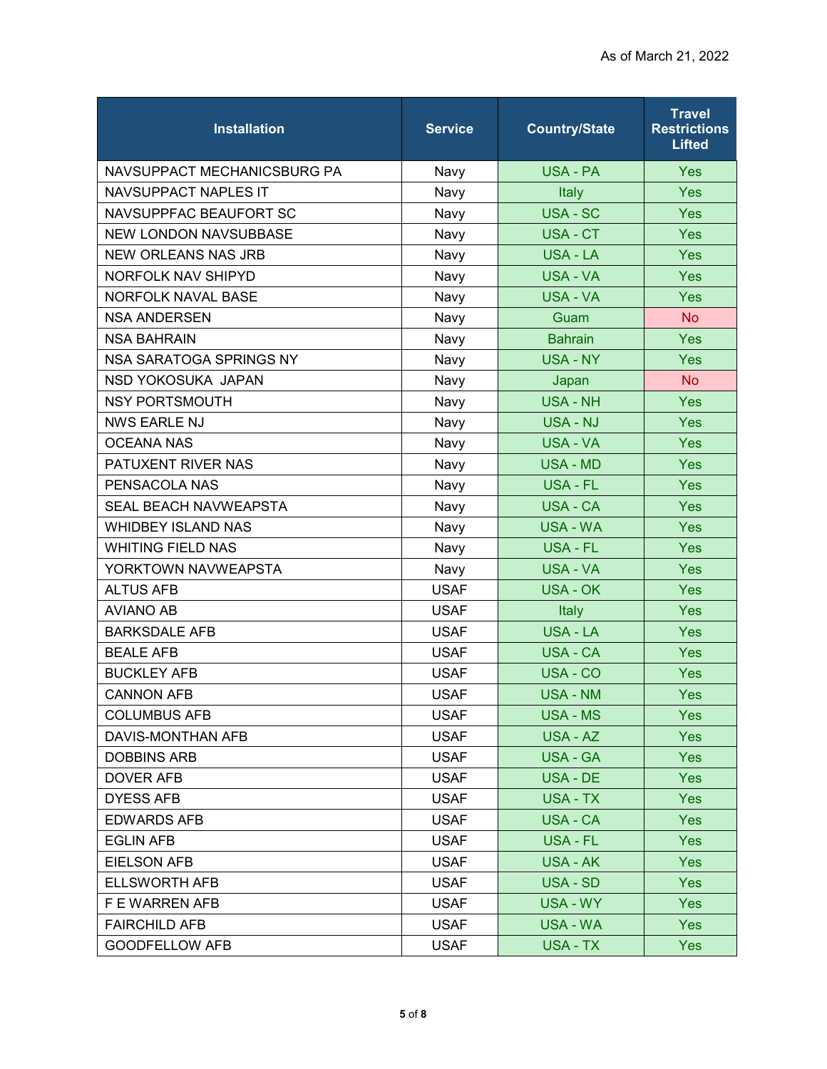As of March 21, 2022

| Installation | Service | Country/State | Travel Restrictions Lifted |
|---|---|---|---|
| NAVSUPPACT MECHANICSBURG PA | Navy | USA - PA | Yes |
| NAVSUPPACT NAPLES IT | Navy | Italy | Yes |
| NAVSUPPFAC BEAUFORT SC | Navy | USA - SC | Yes |
| NEW LONDON NAVSUBBASE | Navy | USA - CT | Yes |
| NEW ORLEANS NAS JRB | Navy | USA - LA | Yes |
| NORFOLK NAV SHIPYD | Navy | USA - VA | Yes |
| NORFOLK NAVAL BASE | Navy | USA - VA | Yes |
| NSA ANDERSEN | Navy | Guam | No |
| NSA BAHRAIN | Navy | Bahrain | Yes |
| NSA SARATOGA SPRINGS NY | Navy | USA - NY | Yes |
| NSD YOKOSUKA JAPAN | Navy | Japan | No |
| NSY PORTSMOUTH | Navy | USA - NH | Yes |
| NWS EARLE NJ | Navy | USA - NJ | Yes |
| OCEANA NAS | Navy | USA - VA | Yes |
| PATUXENT RIVER NAS | Navy | USA - MD | Yes |
| PENSACOLA NAS | Navy | USA - FL | Yes |
| SEAL BEACH NAVWEAPSTA | Navy | USA - CA | Yes |
| WHIDBEY ISLAND NAS | Navy | USA - WA | Yes |
| WHITING FIELD NAS | Navy | USA - FL | Yes |
| YORKTOWN NAVWEAPSTA | Navy | USA - VA | Yes |
| ALTUS AFB | USAF | USA - OK | Yes |
| AVIANO AB | USAF | Italy | Yes |
| BARKSDALE AFB | USAF | USA - LA | Yes |
| BEALE AFB | USAF | USA - CA | Yes |
| BUCKLEY AFB | USAF | USA - CO | Yes |
| CANNON AFB | USAF | USA - NM | Yes |
| COLUMBUS AFB | USAF | USA - MS | Yes |
| DAVIS-MONTHAN AFB | USAF | USA - AZ | Yes |
| DOBBINS ARB | USAF | USA - GA | Yes |
| DOVER AFB | USAF | USA - DE | Yes |
| DYESS AFB | USAF | USA - TX | Yes |
| EDWARDS AFB | USAF | USA - CA | Yes |
| EGLIN AFB | USAF | USA - FL | Yes |
| EIELSON AFB | USAF | USA - AK | Yes |
| ELLSWORTH AFB | USAF | USA - SD | Yes |
| F E WARREN AFB | USAF | USA - WY | Yes |
| FAIRCHILD AFB | USAF | USA - WA | Yes |
| GOODFELLOW AFB | USAF | USA - TX | Yes |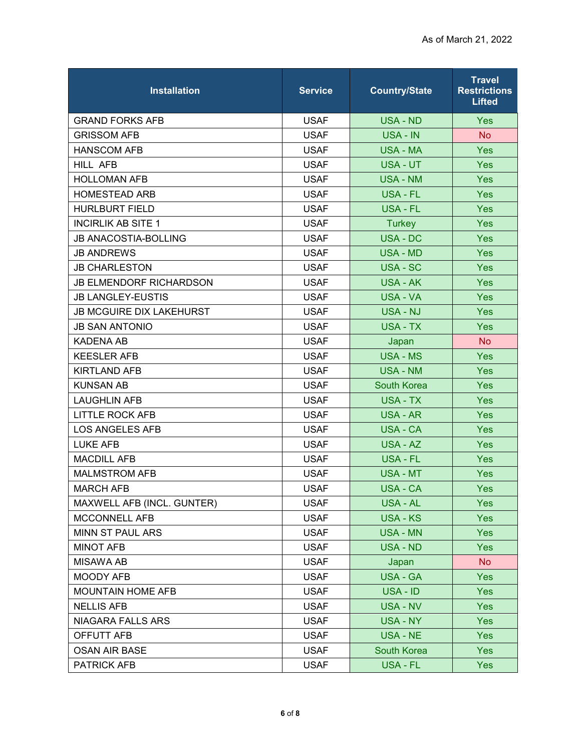As of March 21, 2022

| Installation | Service | Country/State | Travel Restrictions Lifted |
|---|---|---|---|
| GRAND FORKS AFB | USAF | USA - ND | Yes |
| GRISSOM AFB | USAF | USA - IN | No |
| HANSCOM AFB | USAF | USA - MA | Yes |
| HILL AFB | USAF | USA - UT | Yes |
| HOLLOMAN AFB | USAF | USA - NM | Yes |
| HOMESTEAD ARB | USAF | USA - FL | Yes |
| HURLBURT FIELD | USAF | USA - FL | Yes |
| INCIRLIK AB SITE 1 | USAF | Turkey | Yes |
| JB ANACOSTIA-BOLLING | USAF | USA - DC | Yes |
| JB ANDREWS | USAF | USA - MD | Yes |
| JB CHARLESTON | USAF | USA - SC | Yes |
| JB ELMENDORF RICHARDSON | USAF | USA - AK | Yes |
| JB LANGLEY-EUSTIS | USAF | USA - VA | Yes |
| JB MCGUIRE DIX LAKEHURST | USAF | USA - NJ | Yes |
| JB SAN ANTONIO | USAF | USA - TX | Yes |
| KADENA AB | USAF | Japan | No |
| KEESLER AFB | USAF | USA - MS | Yes |
| KIRTLAND AFB | USAF | USA - NM | Yes |
| KUNSAN AB | USAF | South Korea | Yes |
| LAUGHLIN AFB | USAF | USA - TX | Yes |
| LITTLE ROCK AFB | USAF | USA - AR | Yes |
| LOS ANGELES AFB | USAF | USA - CA | Yes |
| LUKE AFB | USAF | USA - AZ | Yes |
| MACDILL AFB | USAF | USA - FL | Yes |
| MALMSTROM AFB | USAF | USA - MT | Yes |
| MARCH AFB | USAF | USA - CA | Yes |
| MAXWELL AFB (INCL. GUNTER) | USAF | USA - AL | Yes |
| MCCONNELL AFB | USAF | USA - KS | Yes |
| MINN ST PAUL ARS | USAF | USA - MN | Yes |
| MINOT AFB | USAF | USA - ND | Yes |
| MISAWA AB | USAF | Japan | No |
| MOODY AFB | USAF | USA - GA | Yes |
| MOUNTAIN HOME AFB | USAF | USA - ID | Yes |
| NELLIS AFB | USAF | USA - NV | Yes |
| NIAGARA FALLS ARS | USAF | USA - NY | Yes |
| OFFUTT AFB | USAF | USA - NE | Yes |
| OSAN AIR BASE | USAF | South Korea | Yes |
| PATRICK AFB | USAF | USA - FL | Yes |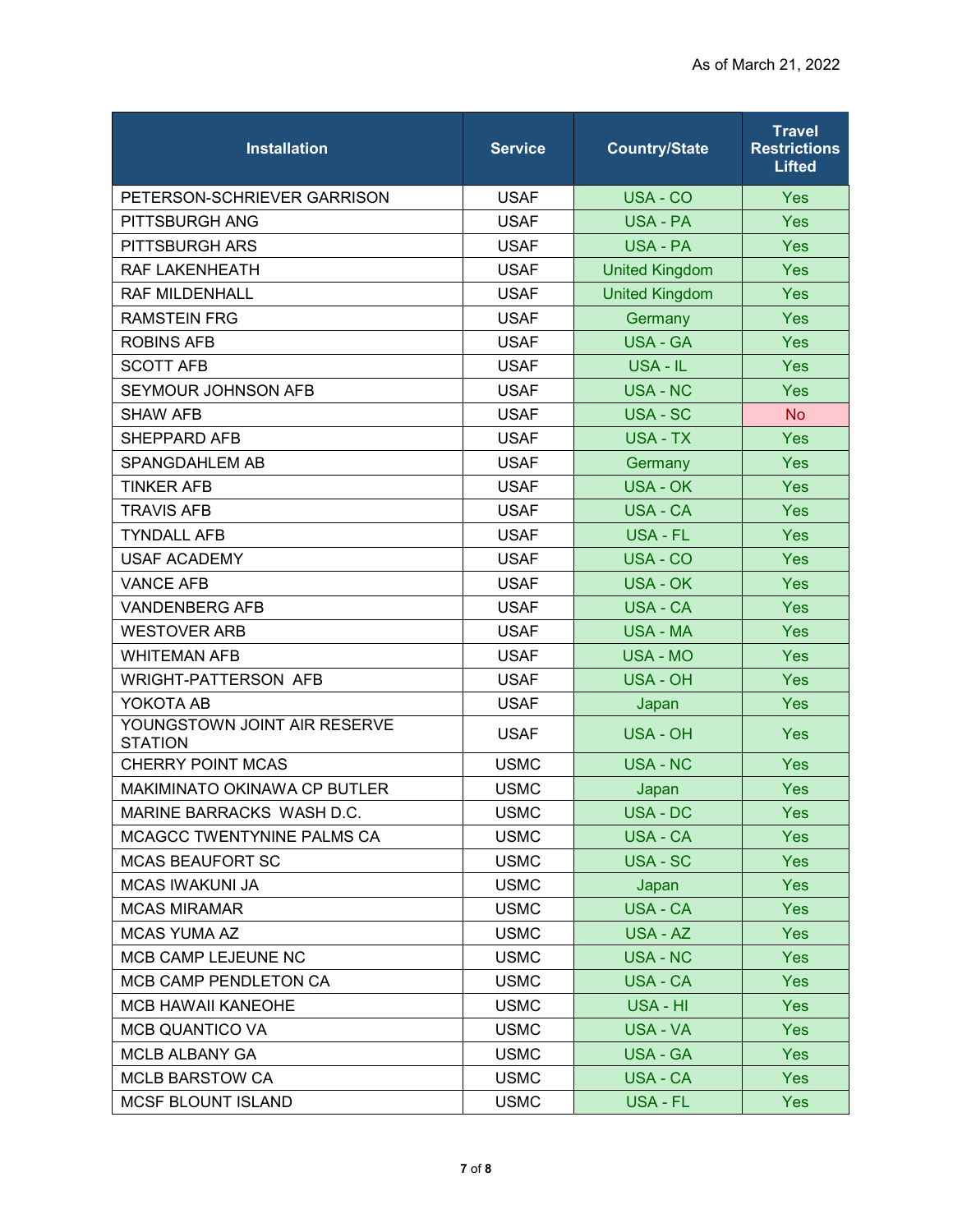As of March 21, 2022

| Installation | Service | Country/State | Travel Restrictions Lifted |
|---|---|---|---|
| PETERSON-SCHRIEVER GARRISON | USAF | USA - CO | Yes |
| PITTSBURGH ANG | USAF | USA - PA | Yes |
| PITTSBURGH ARS | USAF | USA - PA | Yes |
| RAF LAKENHEATH | USAF | United Kingdom | Yes |
| RAF MILDENHALL | USAF | United Kingdom | Yes |
| RAMSTEIN FRG | USAF | Germany | Yes |
| ROBINS AFB | USAF | USA - GA | Yes |
| SCOTT AFB | USAF | USA - IL | Yes |
| SEYMOUR JOHNSON AFB | USAF | USA - NC | Yes |
| SHAW AFB | USAF | USA - SC | No |
| SHEPPARD AFB | USAF | USA - TX | Yes |
| SPANGDAHLEM AB | USAF | Germany | Yes |
| TINKER AFB | USAF | USA - OK | Yes |
| TRAVIS AFB | USAF | USA - CA | Yes |
| TYNDALL AFB | USAF | USA - FL | Yes |
| USAF ACADEMY | USAF | USA - CO | Yes |
| VANCE AFB | USAF | USA - OK | Yes |
| VANDENBERG AFB | USAF | USA - CA | Yes |
| WESTOVER ARB | USAF | USA - MA | Yes |
| WHITEMAN AFB | USAF | USA - MO | Yes |
| WRIGHT-PATTERSON AFB | USAF | USA - OH | Yes |
| YOKOTA AB | USAF | Japan | Yes |
| YOUNGSTOWN JOINT AIR RESERVE STATION | USAF | USA - OH | Yes |
| CHERRY POINT MCAS | USMC | USA - NC | Yes |
| MAKIMINATO OKINAWA CP BUTLER | USMC | Japan | Yes |
| MARINE BARRACKS WASH D.C. | USMC | USA - DC | Yes |
| MCAGCC TWENTYNINE PALMS CA | USMC | USA - CA | Yes |
| MCAS BEAUFORT SC | USMC | USA - SC | Yes |
| MCAS IWAKUNI JA | USMC | Japan | Yes |
| MCAS MIRAMAR | USMC | USA - CA | Yes |
| MCAS YUMA AZ | USMC | USA - AZ | Yes |
| MCB CAMP LEJEUNE NC | USMC | USA - NC | Yes |
| MCB CAMP PENDLETON CA | USMC | USA - CA | Yes |
| MCB HAWAII KANEOHE | USMC | USA - HI | Yes |
| MCB QUANTICO VA | USMC | USA - VA | Yes |
| MCLB ALBANY GA | USMC | USA - GA | Yes |
| MCLB BARSTOW CA | USMC | USA - CA | Yes |
| MCSF BLOUNT ISLAND | USMC | USA - FL | Yes |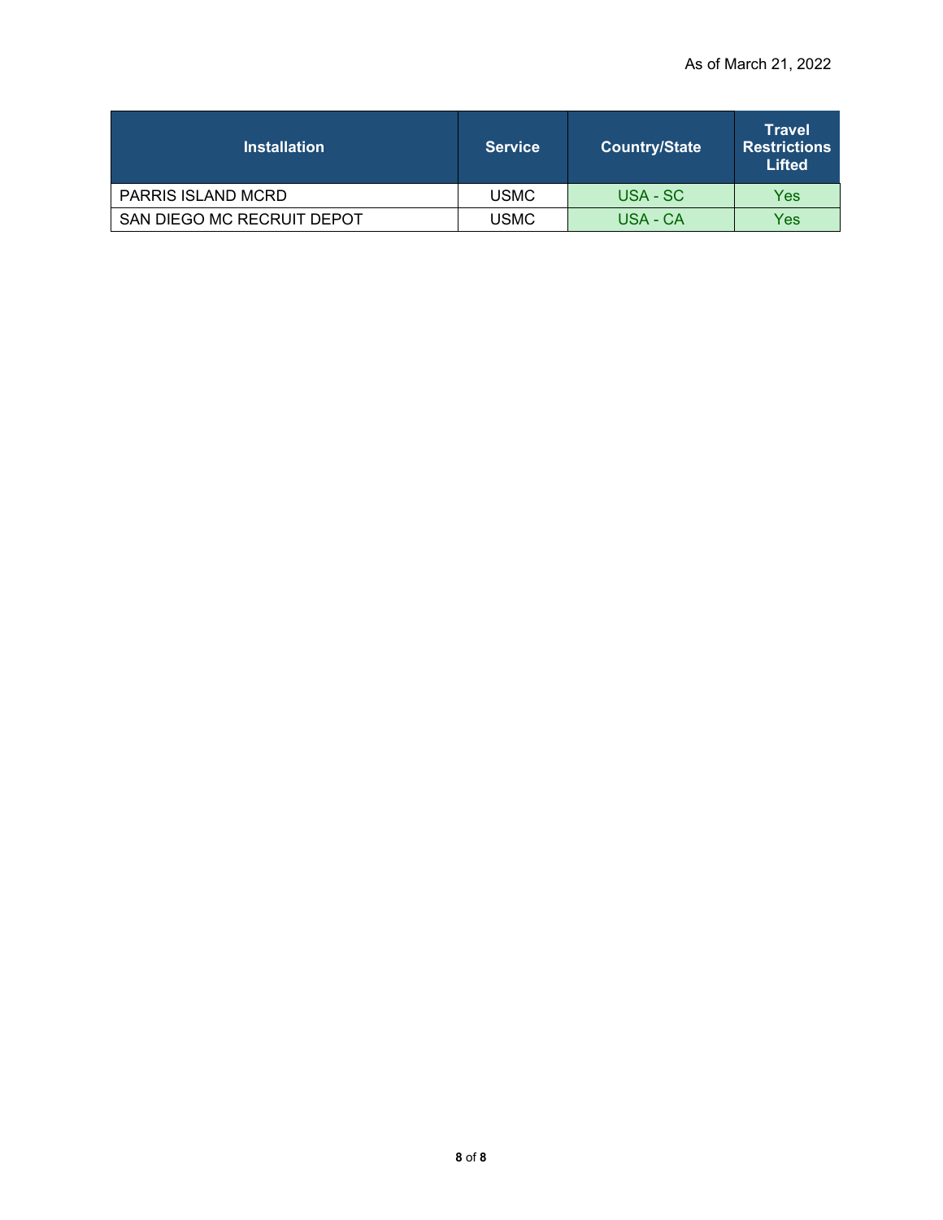As of March 21, 2022

| Installation | Service | Country/State | Travel Restrictions Lifted |
|---|---|---|---|
| PARRIS ISLAND MCRD | USMC | USA - SC | Yes |
| SAN DIEGO MC RECRUIT DEPOT | USMC | USA - CA | Yes |